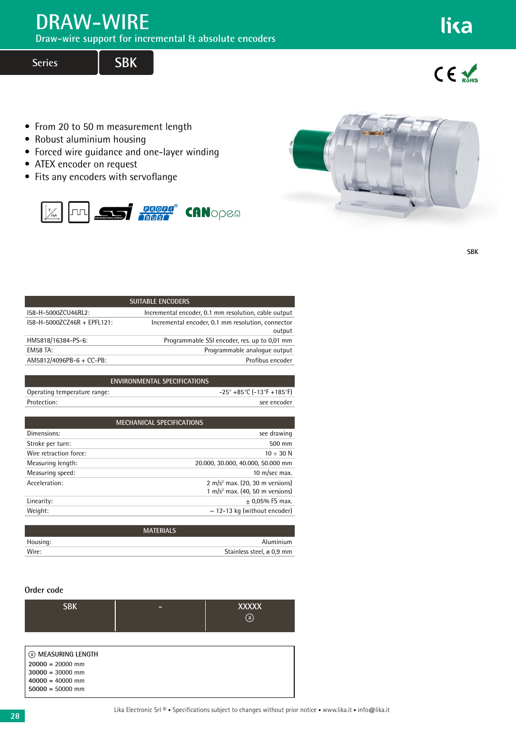# DRAW-WIRE

Draw-wire support for incremental & absolute encoders

Series **SBK**

- From 20 to 50 m measurement length
- Robust aluminium housing
- Forced wire guidance and one-layer winding
- ATEX encoder on request
- Fits any encoders with servoflange

SBK

| SUITABLE ENCODERS | |
|---|---|
| I58-H-5000ZCU46RL2: | Incremental encoder, 0.1 mm resolution, cable output |
| I58-H-5000ZCZ46R + EPFL121: | Incremental encoder, 0.1 mm resolution, connector output |
| HM5818/16384-PS-6: | Programmable SSI encoder, res. up to 0,01 mm |
| EM58 TA: | Programmable analogue output |
| AM5812/4096PB-6 + CC-PB: | Profibus encoder |

| ENVIRONMENTAL SPECIFICATIONS | |
|---|---|
| Operating temperature range: | -25° +85°C (-13°F +185°F) |
| Protection: | see encoder |

| MECHANICAL SPECIFICATIONS | |
|---|---|
| Dimensions: | see drawing |
| Stroke per turn: | 500 mm |
| Wire retraction force: | 10 ÷ 30 N |
| Measuring length: | 20.000, 30.000, 40.000, 50.000 mm |
| Measuring speed: | 10 m/sec max. |
| Acceleration: | 2 m/s² max. (20, 30 m versions)<br>1 m/s² max. (40, 50 m versions) |
| Linearity: | ± 0,05% FS max. |
| Weight: | ~ 12-13 kg (without encoder) |

| MATERIALS | |
|---|---|
| Housing: | Aluminium |
| Wire: | Stainless steel, ø 0,9 mm |

## Order code

| SBK | - | XXXXX<br>ⓐ |
|---|---|---|

ⓐ MEASURING LENGTH

**20000** = 20000 mm
**30000** = 30000 mm
**40000** = 40000 mm
**50000** = 50000 mm

Lika Electronic Srl ® • Specifications subject to changes without prior notice • www.lika.it • info@lika.it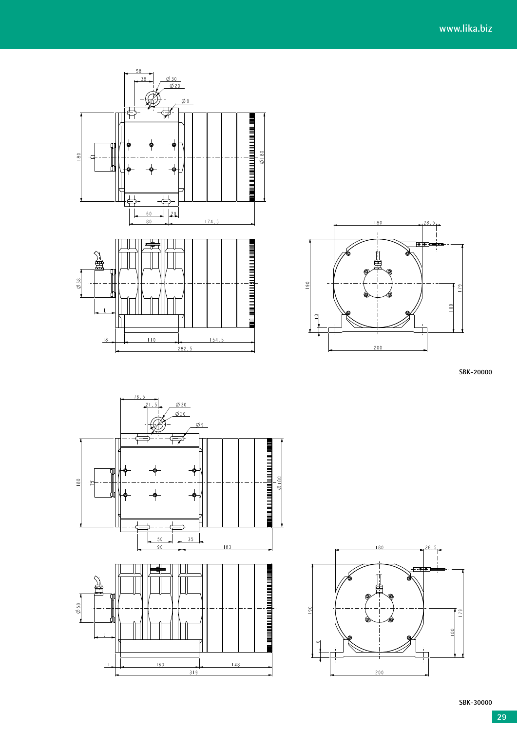SBK-20000

SBK-30000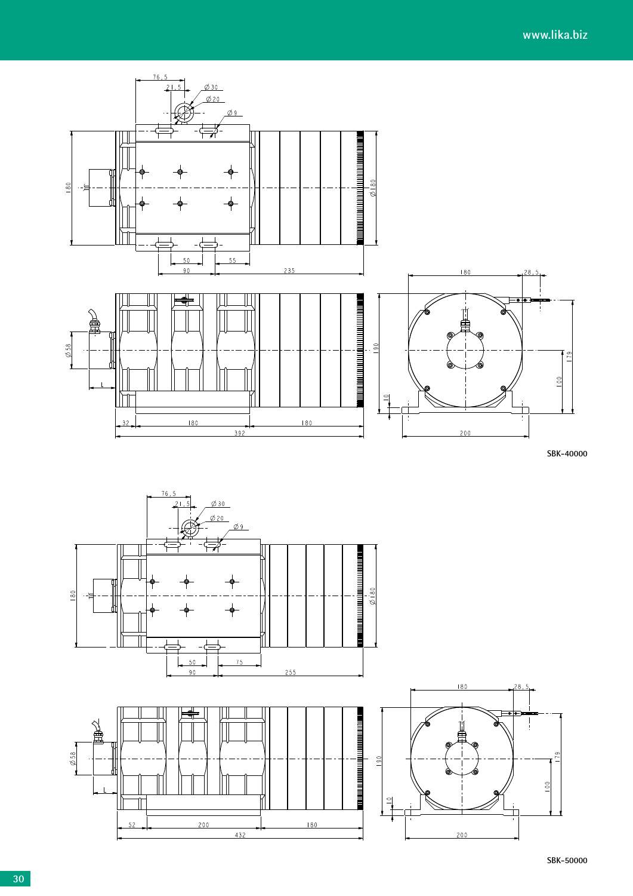76,5
21,5
Ø 30
Ø 20
Ø 9
180
Ø 180
50
55
90
235
Ø 58
L
32
180
180
392
180
28,5
190
179
100
10
200

SBK-40000

76,5
21,5
Ø 30
Ø 20
Ø 9
180
Ø 180
50
75
90
255
Ø 58
L
52
200
180
432
180
28,5
190
179
100
10
200

SBK-50000